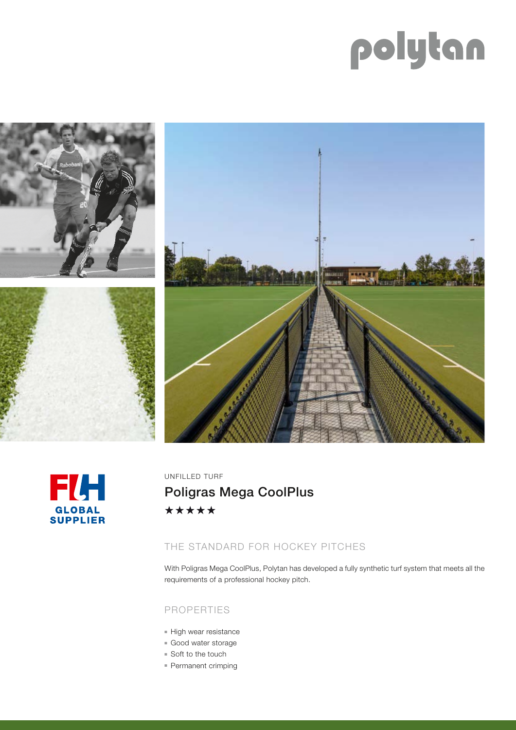polytan

FIH GLOBAL SUPPLIER

UNFILLED TURF

# Poligras Mega CoolPlus

★★★★★

## THE STANDARD FOR HOCKEY PITCHES

With Poligras Mega CoolPlus, Polytan has developed a fully synthetic turf system that meets all the requirements of a professional hockey pitch.

## PROPERTIES

- High wear resistance
- Good water storage
- Soft to the touch
- Permanent crimping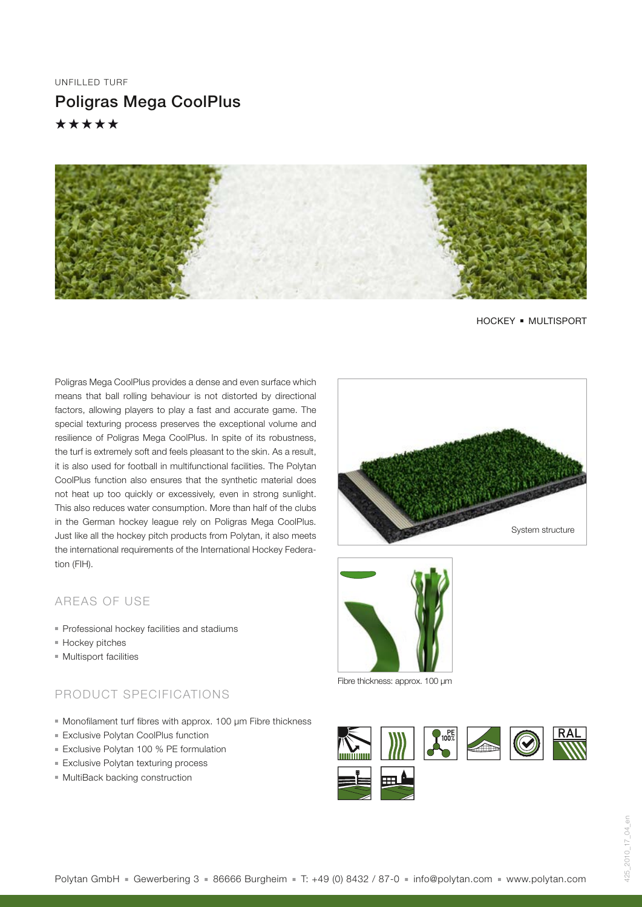UNFILLED TURF

# Poligras Mega CoolPlus

★★★★★

HOCKEY ▪ MULTISPORT

Poligras Mega CoolPlus provides a dense and even surface which means that ball rolling behaviour is not distorted by directional factors, allowing players to play a fast and accurate game. The special texturing process preserves the exceptional volume and resilience of Poligras Mega CoolPlus. In spite of its robustness, the turf is extremely soft and feels pleasant to the skin. As a result, it is also used for football in multifunctional facilities. The Polytan CoolPlus function also ensures that the synthetic material does not heat up too quickly or excessively, even in strong sunlight. This also reduces water consumption. More than half of the clubs in the German hockey league rely on Poligras Mega CoolPlus. Just like all the hockey pitch products from Polytan, it also meets the international requirements of the International Hockey Federation (FIH).

System structure

Fibre thickness: approx. 100 µm

## AREAS OF USE

- Professional hockey facilities and stadiums
- Hockey pitches
- Multisport facilities

## PRODUCT SPECIFICATIONS

- Monofilament turf fibres with approx. 100 µm Fibre thickness
- Exclusive Polytan CoolPlus function
- Exclusive Polytan 100 % PE formulation
- Exclusive Polytan texturing process
- MultiBack backing construction

Polytan GmbH ▪ Gewerbering 3 ▪ 86666 Burgheim ▪ T: +49 (0) 8432 / 87-0 ▪ info@polytan.com ▪ www.polytan.com